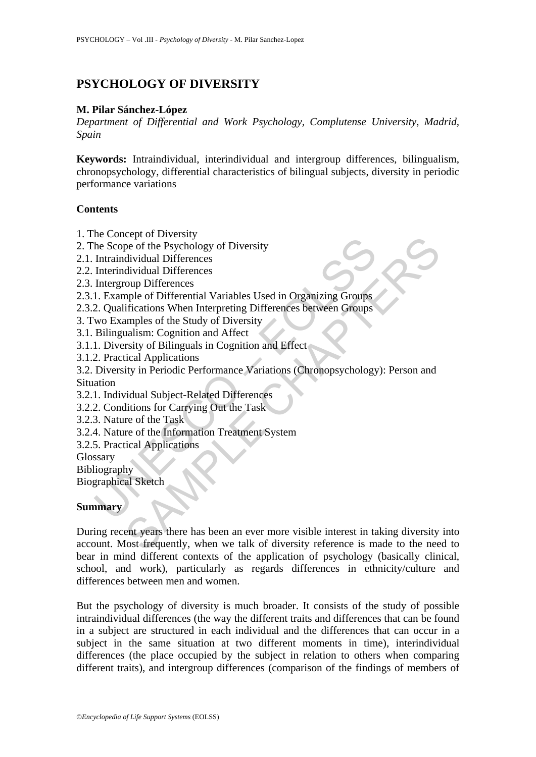# PSYCHOLOGY OF DIVERSITY

**M. Pilar Sánchez-López**

*Department of Differential and Work Psychology, Complutense University, Madrid, Spain*

**Keywords:** Intraindividual, interindividual and intergroup differences, bilingualism, chronopsychology, differential characteristics of bilingual subjects, diversity in periodic performance variations

## Contents

1. The Concept of Diversity
2. The Scope of the Psychology of Diversity
2.1. Intraindividual Differences
2.2. Interindividual Differences
2.3. Intergroup Differences
2.3.1. Example of Differential Variables Used in Organizing Groups
2.3.2. Qualifications When Interpreting Differences between Groups
3. Two Examples of the Study of Diversity
3.1. Bilingualism: Cognition and Affect
3.1.1. Diversity of Bilinguals in Cognition and Effect
3.1.2. Practical Applications
3.2. Diversity in Periodic Performance Variations (Chronopsychology): Person and Situation
3.2.1. Individual Subject-Related Differences
3.2.2. Conditions for Carrying Out the Task
3.2.3. Nature of the Task
3.2.4. Nature of the Information Treatment System
3.2.5. Practical Applications

Glossary
Bibliography
Biographical Sketch

## Summary

During recent years there has been an ever more visible interest in taking diversity into account. Most frequently, when we talk of diversity reference is made to the need to bear in mind different contexts of the application of psychology (basically clinical, school, and work), particularly as regards differences in ethnicity/culture and differences between men and women.

But the psychology of diversity is much broader. It consists of the study of possible intraindividual differences (the way the different traits and differences that can be found in a subject are structured in each individual and the differences that can occur in a subject in the same situation at two different moments in time), interindividual differences (the place occupied by the subject in relation to others when comparing different traits), and intergroup differences (comparison of the findings of members of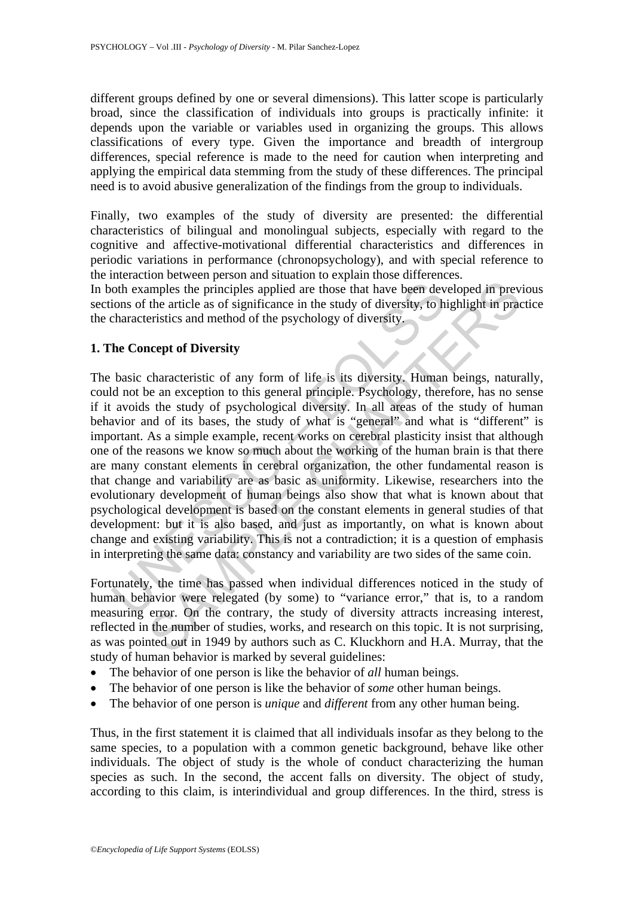different groups defined by one or several dimensions). This latter scope is particularly broad, since the classification of individuals into groups is practically infinite: it depends upon the variable or variables used in organizing the groups. This allows classifications of every type. Given the importance and breadth of intergroup differences, special reference is made to the need for caution when interpreting and applying the empirical data stemming from the study of these differences. The principal need is to avoid abusive generalization of the findings from the group to individuals.

Finally, two examples of the study of diversity are presented: the differential characteristics of bilingual and monolingual subjects, especially with regard to the cognitive and affective-motivational differential characteristics and differences in periodic variations in performance (chronopsychology), and with special reference to the interaction between person and situation to explain those differences.
In both examples the principles applied are those that have been developed in previous sections of the article as of significance in the study of diversity, to highlight in practice the characteristics and method of the psychology of diversity.

## 1. The Concept of Diversity

The basic characteristic of any form of life is its diversity. Human beings, naturally, could not be an exception to this general principle. Psychology, therefore, has no sense if it avoids the study of psychological diversity. In all areas of the study of human behavior and of its bases, the study of what is "general" and what is "different" is important. As a simple example, recent works on cerebral plasticity insist that although one of the reasons we know so much about the working of the human brain is that there are many constant elements in cerebral organization, the other fundamental reason is that change and variability are as basic as uniformity. Likewise, researchers into the evolutionary development of human beings also show that what is known about that psychological development is based on the constant elements in general studies of that development: but it is also based, and just as importantly, on what is known about change and existing variability. This is not a contradiction; it is a question of emphasis in interpreting the same data: constancy and variability are two sides of the same coin.

Fortunately, the time has passed when individual differences noticed in the study of human behavior were relegated (by some) to "variance error," that is, to a random measuring error. On the contrary, the study of diversity attracts increasing interest, reflected in the number of studies, works, and research on this topic. It is not surprising, as was pointed out in 1949 by authors such as C. Kluckhorn and H.A. Murray, that the study of human behavior is marked by several guidelines:

- The behavior of one person is like the behavior of *all* human beings.
- The behavior of one person is like the behavior of *some* other human beings.
- The behavior of one person is *unique* and *different* from any other human being.

Thus, in the first statement it is claimed that all individuals insofar as they belong to the same species, to a population with a common genetic background, behave like other individuals. The object of study is the whole of conduct characterizing the human species as such. In the second, the accent falls on diversity. The object of study, according to this claim, is interindividual and group differences. In the third, stress is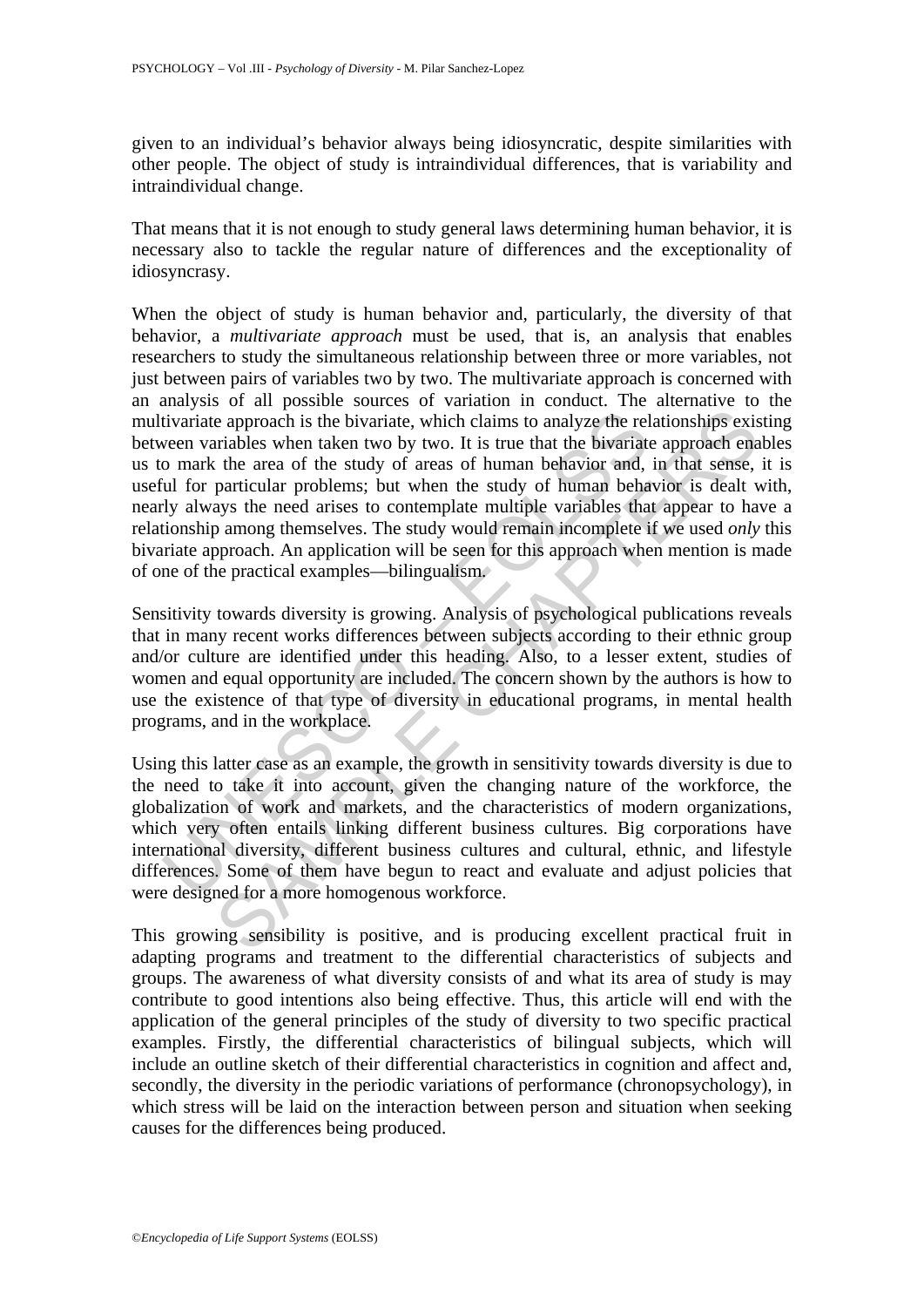given to an individual's behavior always being idiosyncratic, despite similarities with other people. The object of study is intraindividual differences, that is variability and intraindividual change.

That means that it is not enough to study general laws determining human behavior, it is necessary also to tackle the regular nature of differences and the exceptionality of idiosyncrasy.

When the object of study is human behavior and, particularly, the diversity of that behavior, a *multivariate approach* must be used, that is, an analysis that enables researchers to study the simultaneous relationship between three or more variables, not just between pairs of variables two by two. The multivariate approach is concerned with an analysis of all possible sources of variation in conduct. The alternative to the multivariate approach is the bivariate, which claims to analyze the relationships existing between variables when taken two by two. It is true that the bivariate approach enables us to mark the area of the study of areas of human behavior and, in that sense, it is useful for particular problems; but when the study of human behavior is dealt with, nearly always the need arises to contemplate multiple variables that appear to have a relationship among themselves. The study would remain incomplete if we used *only* this bivariate approach. An application will be seen for this approach when mention is made of one of the practical examples—bilingualism.

Sensitivity towards diversity is growing. Analysis of psychological publications reveals that in many recent works differences between subjects according to their ethnic group and/or culture are identified under this heading. Also, to a lesser extent, studies of women and equal opportunity are included. The concern shown by the authors is how to use the existence of that type of diversity in educational programs, in mental health programs, and in the workplace.

Using this latter case as an example, the growth in sensitivity towards diversity is due to the need to take it into account, given the changing nature of the workforce, the globalization of work and markets, and the characteristics of modern organizations, which very often entails linking different business cultures. Big corporations have international diversity, different business cultures and cultural, ethnic, and lifestyle differences. Some of them have begun to react and evaluate and adjust policies that were designed for a more homogenous workforce.

This growing sensibility is positive, and is producing excellent practical fruit in adapting programs and treatment to the differential characteristics of subjects and groups. The awareness of what diversity consists of and what its area of study is may contribute to good intentions also being effective. Thus, this article will end with the application of the general principles of the study of diversity to two specific practical examples. Firstly, the differential characteristics of bilingual subjects, which will include an outline sketch of their differential characteristics in cognition and affect and, secondly, the diversity in the periodic variations of performance (chronopsychology), in which stress will be laid on the interaction between person and situation when seeking causes for the differences being produced.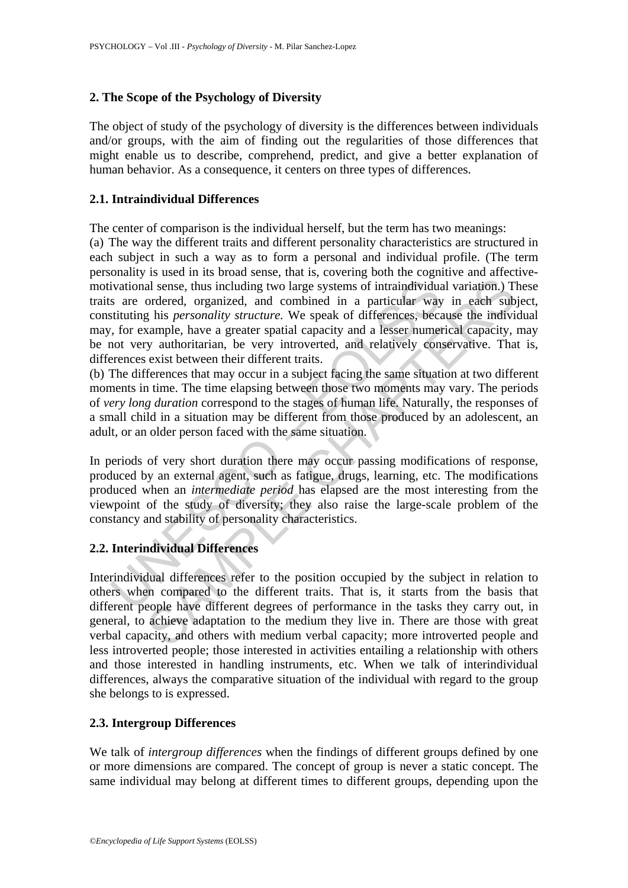## 2. The Scope of the Psychology of Diversity

The object of study of the psychology of diversity is the differences between individuals and/or groups, with the aim of finding out the regularities of those differences that might enable us to describe, comprehend, predict, and give a better explanation of human behavior. As a consequence, it centers on three types of differences.

### 2.1. Intraindividual Differences

The center of comparison is the individual herself, but the term has two meanings:

(a) The way the different traits and different personality characteristics are structured in each subject in such a way as to form a personal and individual profile. (The term personality is used in its broad sense, that is, covering both the cognitive and affective-motivational sense, thus including two large systems of intraindividual variation.) These traits are ordered, organized, and combined in a particular way in each subject, constituting his *personality structure.* We speak of differences, because the individual may, for example, have a greater spatial capacity and a lesser numerical capacity, may be not very authoritarian, be very introverted, and relatively conservative. That is, differences exist between their different traits.

(b) The differences that may occur in a subject facing the same situation at two different moments in time. The time elapsing between those two moments may vary. The periods of *very long duration* correspond to the stages of human life. Naturally, the responses of a small child in a situation may be different from those produced by an adolescent, an adult, or an older person faced with the same situation.

In periods of very short duration there may occur passing modifications of response, produced by an external agent, such as fatigue, drugs, learning, etc. The modifications produced when an *intermediate period* has elapsed are the most interesting from the viewpoint of the study of diversity; they also raise the large-scale problem of the constancy and stability of personality characteristics.

### 2.2. Interindividual Differences

Interindividual differences refer to the position occupied by the subject in relation to others when compared to the different traits. That is, it starts from the basis that different people have different degrees of performance in the tasks they carry out, in general, to achieve adaptation to the medium they live in. There are those with great verbal capacity, and others with medium verbal capacity; more introverted people and less introverted people; those interested in activities entailing a relationship with others and those interested in handling instruments, etc. When we talk of interindividual differences, always the comparative situation of the individual with regard to the group she belongs to is expressed.

### 2.3. Intergroup Differences

We talk of *intergroup differences* when the findings of different groups defined by one or more dimensions are compared. The concept of group is never a static concept. The same individual may belong at different times to different groups, depending upon the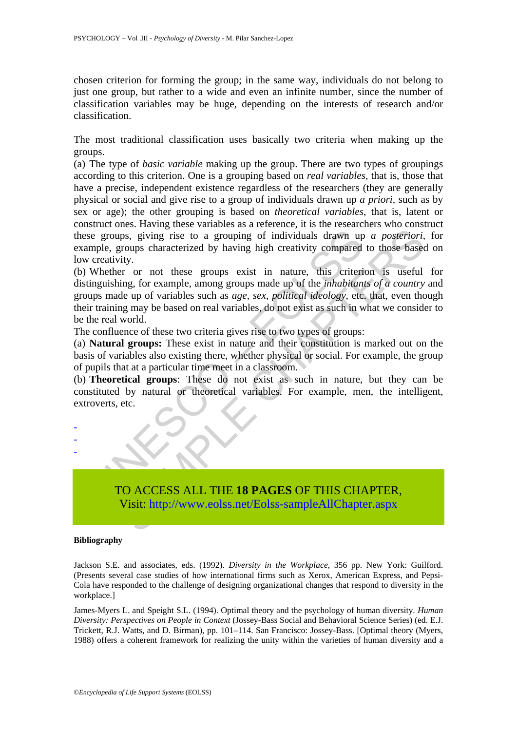chosen criterion for forming the group; in the same way, individuals do not belong to just one group, but rather to a wide and even an infinite number, since the number of classification variables may be huge, depending on the interests of research and/or classification.

The most traditional classification uses basically two criteria when making up the groups.

(a) The type of *basic variable* making up the group. There are two types of groupings according to this criterion. One is a grouping based on *real variables,* that is, those that have a precise, independent existence regardless of the researchers (they are generally physical or social and give rise to a group of individuals drawn up *a priori*, such as by sex or age); the other grouping is based on *theoretical variables*, that is, latent or construct ones. Having these variables as a reference, it is the researchers who construct these groups, giving rise to a grouping of individuals drawn up *a posteriori*, for example, groups characterized by having high creativity compared to those based on low creativity.

(b) Whether or not these groups exist in nature, this criterion is useful for distinguishing, for example, among groups made up of the *inhabitants of a country* and groups made up of variables such as *age*, *sex*, *political ideology*, etc. that, even though their training may be based on real variables, do not exist as such in what we consider to be the real world.

The confluence of these two criteria gives rise to two types of groups:

(a) **Natural groups:** These exist in nature and their constitution is marked out on the basis of variables also existing there, whether physical or social. For example, the group of pupils that at a particular time meet in a classroom.

(b) **Theoretical groups**: These do not exist as such in nature, but they can be constituted by natural or theoretical variables. For example, men, the intelligent, extroverts, etc.

-
-
-

TO ACCESS ALL THE **18 PAGES** OF THIS CHAPTER,
Visit: http://www.eolss.net/Eolss-sampleAllChapter.aspx

#### Bibliography

Jackson S.E. and associates, eds. (1992). *Diversity in the Workplace*, 356 pp. New York: Guilford. (Presents several case studies of how international firms such as Xerox, American Express, and Pepsi-Cola have responded to the challenge of designing organizational changes that respond to diversity in the workplace.]

James-Myers L. and Speight S.L. (1994). Optimal theory and the psychology of human diversity. *Human Diversity: Perspectives on People in Context* (Jossey-Bass Social and Behavioral Science Series) (ed. E.J. Trickett, R.J. Watts, and D. Birman), pp. 101–114. San Francisco: Jossey-Bass. [Optimal theory (Myers, 1988) offers a coherent framework for realizing the unity within the varieties of human diversity and a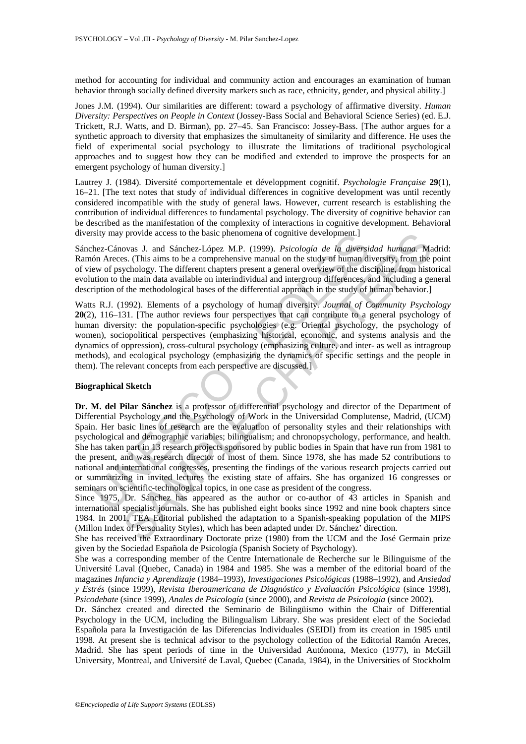method for accounting for individual and community action and encourages an examination of human behavior through socially defined diversity markers such as race, ethnicity, gender, and physical ability.]

Jones J.M. (1994). Our similarities are different: toward a psychology of affirmative diversity. *Human Diversity: Perspectives on People in Context* (Jossey-Bass Social and Behavioral Science Series) (ed. E.J. Trickett, R.J. Watts, and D. Birman), pp. 27–45. San Francisco: Jossey-Bass. [The author argues for a synthetic approach to diversity that emphasizes the simultaneity of similarity and difference. He uses the field of experimental social psychology to illustrate the limitations of traditional psychological approaches and to suggest how they can be modified and extended to improve the prospects for an emergent psychology of human diversity.]

Lautrey J. (1984). Diversité comportementale et développment cognitif. *Psychologie Française* **29**(1), 16–21. [The text notes that study of individual differences in cognitive development was until recently considered incompatible with the study of general laws. However, current research is establishing the contribution of individual differences to fundamental psychology. The diversity of cognitive behavior can be described as the manifestation of the complexity of interactions in cognitive development. Behavioral diversity may provide access to the basic phenomena of cognitive development.]

Sánchez-Cánovas J. and Sánchez-López M.P. (1999). *Psicología de la diversidad humana*. Madrid: Ramón Areces. (This aims to be a comprehensive manual on the study of human diversity, from the point of view of psychology. The different chapters present a general overview of the discipline, from historical evolution to the main data available on interindividual and intergroup differences, and including a general description of the methodological bases of the differential approach in the study of human behavior.]

Watts R.J. (1992). Elements of a psychology of human diversity. *Journal of Community Psychology* **20**(2), 116–131. [The author reviews four perspectives that can contribute to a general psychology of human diversity: the population-specific psychologies (e.g. Oriental psychology, the psychology of women), sociopolitical perspectives (emphasizing historical, economic, and systems analysis and the dynamics of oppression), cross-cultural psychology (emphasizing culture, and inter- as well as intragroup methods), and ecological psychology (emphasizing the dynamics of specific settings and the people in them). The relevant concepts from each perspective are discussed.]

**Biographical Sketch**

**Dr. M. del Pilar Sánchez** is a professor of differential psychology and director of the Department of Differential Psychology and the Psychology of Work in the Universidad Complutense, Madrid, (UCM) Spain. Her basic lines of research are the evaluation of personality styles and their relationships with psychological and demographic variables; bilingualism; and chronopsychology, performance, and health. She has taken part in 13 research projects sponsored by public bodies in Spain that have run from 1981 to the present, and was research director of most of them. Since 1978, she has made 52 contributions to national and international congresses, presenting the findings of the various research projects carried out or summarizing in invited lectures the existing state of affairs. She has organized 16 congresses or seminars on scientific-technological topics, in one case as president of the congress.

Since 1975, Dr. Sánchez has appeared as the author or co-author of 43 articles in Spanish and international specialist journals. She has published eight books since 1992 and nine book chapters since 1984. In 2001, TEA Editorial published the adaptation to a Spanish-speaking population of the MIPS (Millon Index of Personality Styles), which has been adapted under Dr. Sánchez' direction.

She has received the Extraordinary Doctorate prize (1980) from the UCM and the José Germain prize given by the Sociedad Española de Psicología (Spanish Society of Psychology).

She was a corresponding member of the Centre Internationale de Recherche sur le Bilinguisme of the Université Laval (Quebec, Canada) in 1984 and 1985. She was a member of the editorial board of the magazines *Infancia y Aprendizaje* (1984–1993), *Investigaciones Psicológicas* (1988–1992), and *Ansiedad y Estrés* (since 1999), *Revista Iberoamericana de Diagnóstico y Evaluación Psicológica* (since 1998), *Psicodebate* (since 1999), *Anales de Psicología* (since 2000), and *Revista de Psicologia* (since 2002).

Dr. Sánchez created and directed the Seminario de Bilingüismo within the Chair of Differential Psychology in the UCM, including the Bilingualism Library. She was president elect of the Sociedad Española para la Investigación de las Diferencias Individuales (SEIDI) from its creation in 1985 until 1998. At present she is technical advisor to the psychology collection of the Editorial Ramón Areces, Madrid. She has spent periods of time in the Universidad Autónoma, Mexico (1977), in McGill University, Montreal, and Université de Laval, Quebec (Canada, 1984), in the Universities of Stockholm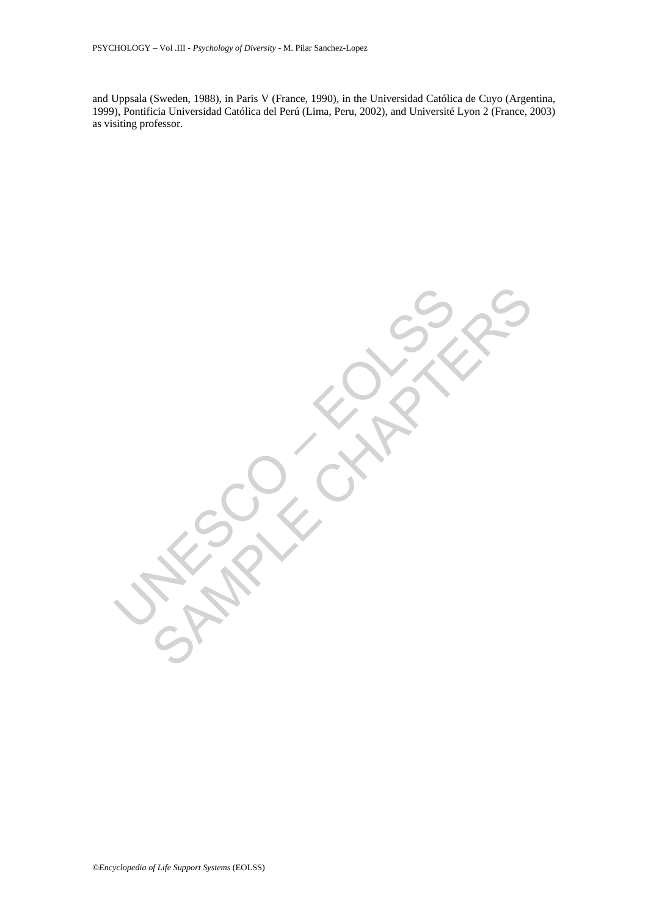and Uppsala (Sweden, 1988), in Paris V (France, 1990), in the Universidad Católica de Cuyo (Argentina, 1999), Pontificia Universidad Católica del Perú (Lima, Peru, 2002), and Université Lyon 2 (France, 2003) as visiting professor.